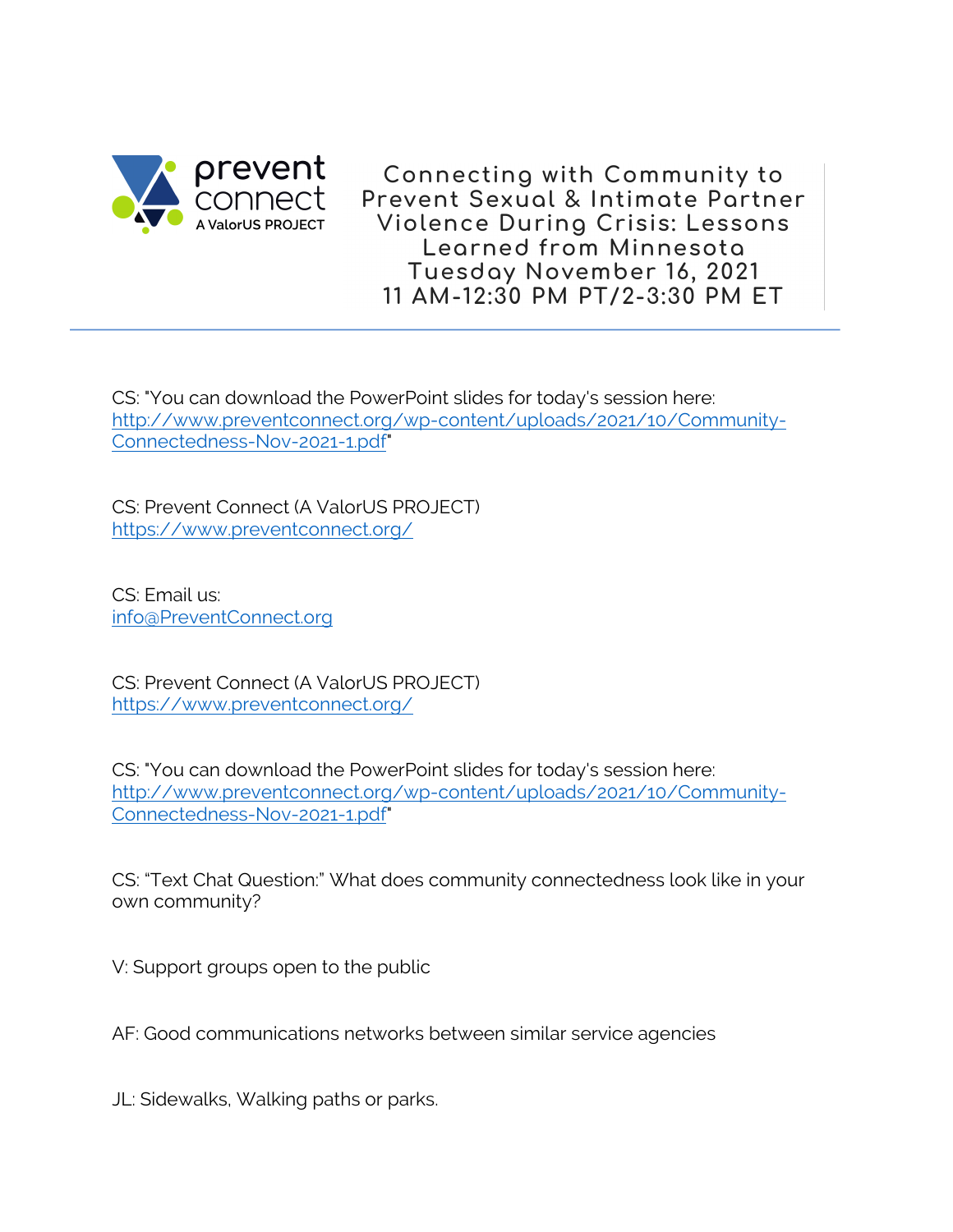# Connecting with Community to Prevent Sexual & Intimate Partner Violence During Crisis: Lessons Learned from Minnesota

Tuesday November 16, 2021
11 AM-12:30 PM PT/2-3:30 PM ET

CS: "You can download the PowerPoint slides for today's session here: http://www.preventconnect.org/wp-content/uploads/2021/10/Community-Connectedness-Nov-2021-1.pdf"

CS: Prevent Connect (A ValorUS PROJECT)
https://www.preventconnect.org/

CS: Email us:
info@PreventConnect.org

CS: Prevent Connect (A ValorUS PROJECT)
https://www.preventconnect.org/

CS: "You can download the PowerPoint slides for today's session here: http://www.preventconnect.org/wp-content/uploads/2021/10/Community-Connectedness-Nov-2021-1.pdf"

CS: "Text Chat Question:" What does community connectedness look like in your own community?

V: Support groups open to the public

AF: Good communications networks between similar service agencies

JL: Sidewalks, Walking paths or parks.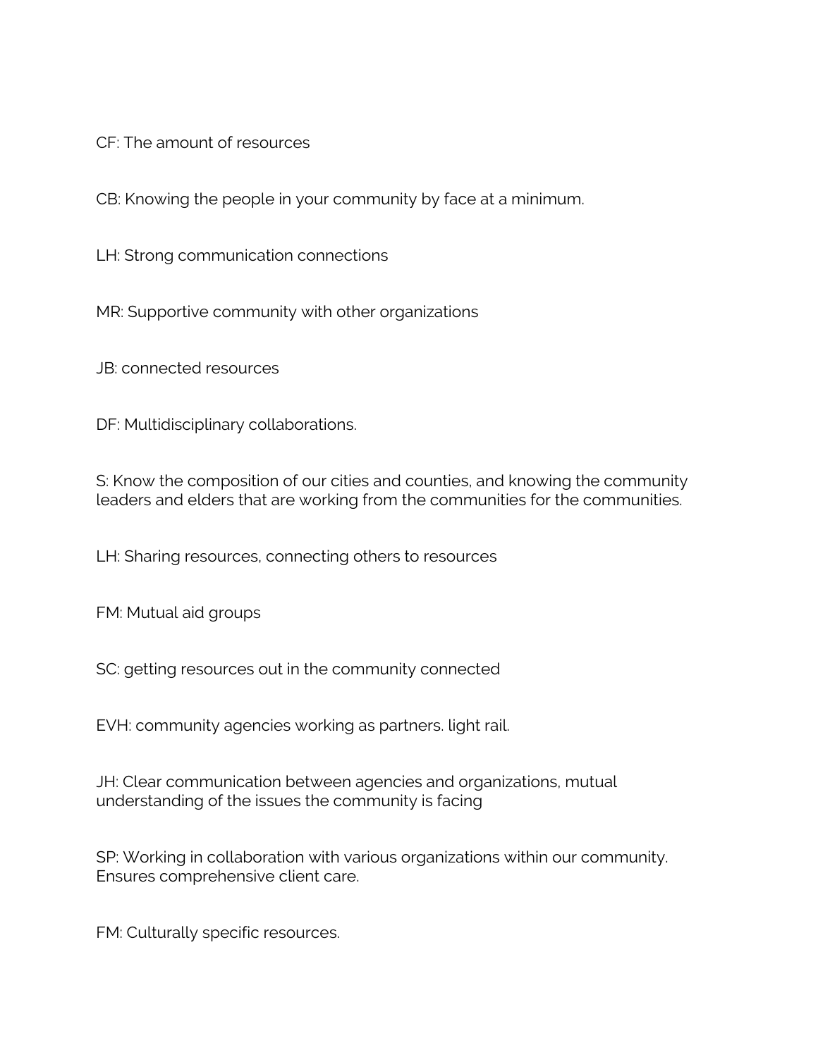CF: The amount of resources

CB: Knowing the people in your community by face at a minimum.

LH: Strong communication connections

MR: Supportive community with other organizations

JB: connected resources

DF: Multidisciplinary collaborations.

S: Know the composition of our cities and counties, and knowing the community leaders and elders that are working from the communities for the communities.

LH: Sharing resources, connecting others to resources

FM: Mutual aid groups

SC: getting resources out in the community connected

EVH: community agencies working as partners. light rail.

JH: Clear communication between agencies and organizations, mutual understanding of the issues the community is facing

SP: Working in collaboration with various organizations within our community. Ensures comprehensive client care.

FM: Culturally specific resources.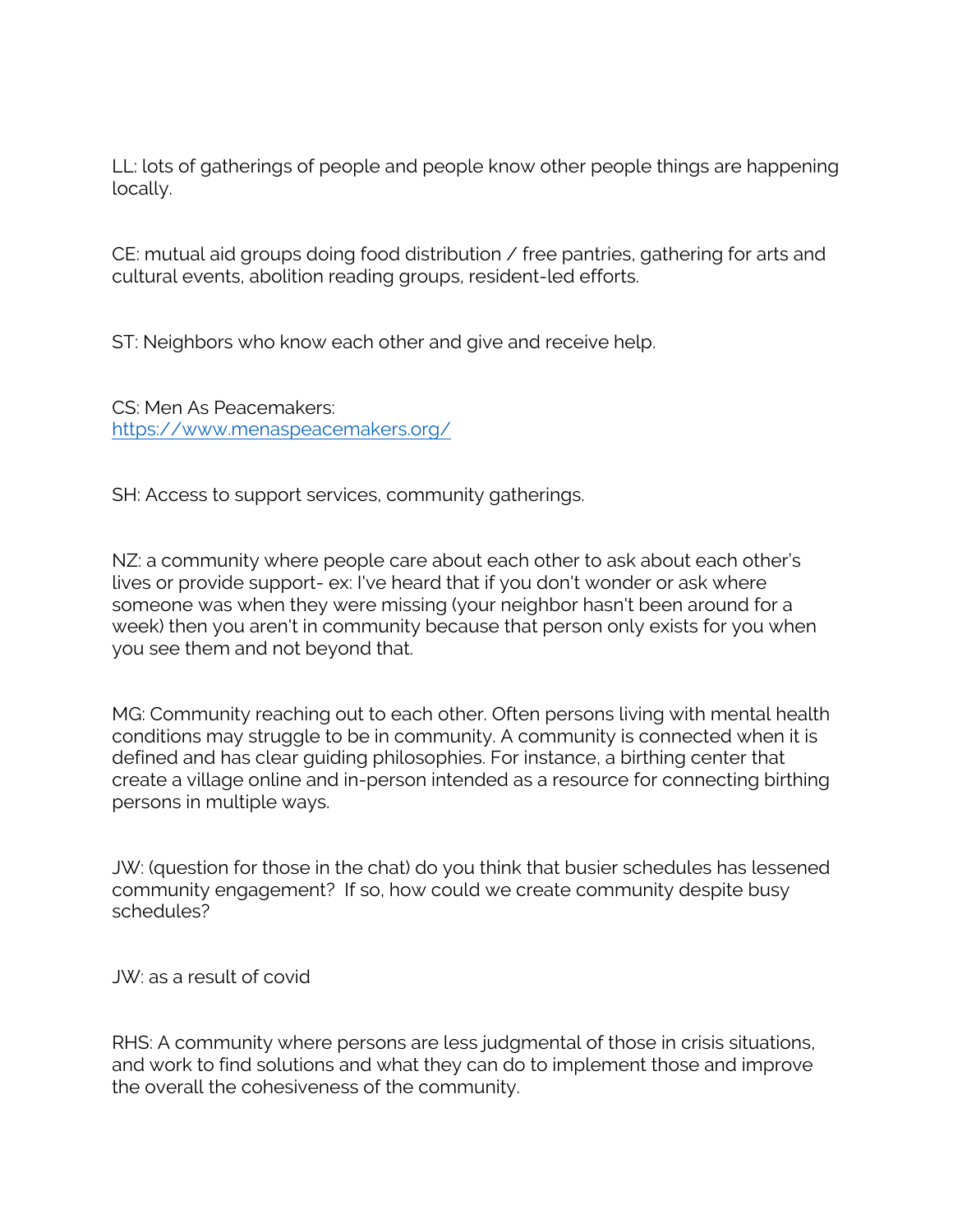LL: lots of gatherings of people and people know other people things are happening locally.

CE: mutual aid groups doing food distribution / free pantries, gathering for arts and cultural events, abolition reading groups, resident-led efforts.

ST: Neighbors who know each other and give and receive help.

CS: Men As Peacemakers:
[https://www.menaspeacemakers.org/](https://www.menaspeacemakers.org/)

SH: Access to support services, community gatherings.

NZ: a community where people care about each other to ask about each other's lives or provide support- ex: I've heard that if you don't wonder or ask where someone was when they were missing (your neighbor hasn't been around for a week) then you aren't in community because that person only exists for you when you see them and not beyond that.

MG: Community reaching out to each other. Often persons living with mental health conditions may struggle to be in community. A community is connected when it is defined and has clear guiding philosophies. For instance, a birthing center that create a village online and in-person intended as a resource for connecting birthing persons in multiple ways.

JW: (question for those in the chat) do you think that busier schedules has lessened community engagement? If so, how could we create community despite busy schedules?

JW: as a result of covid

RHS: A community where persons are less judgmental of those in crisis situations, and work to find solutions and what they can do to implement those and improve the overall the cohesiveness of the community.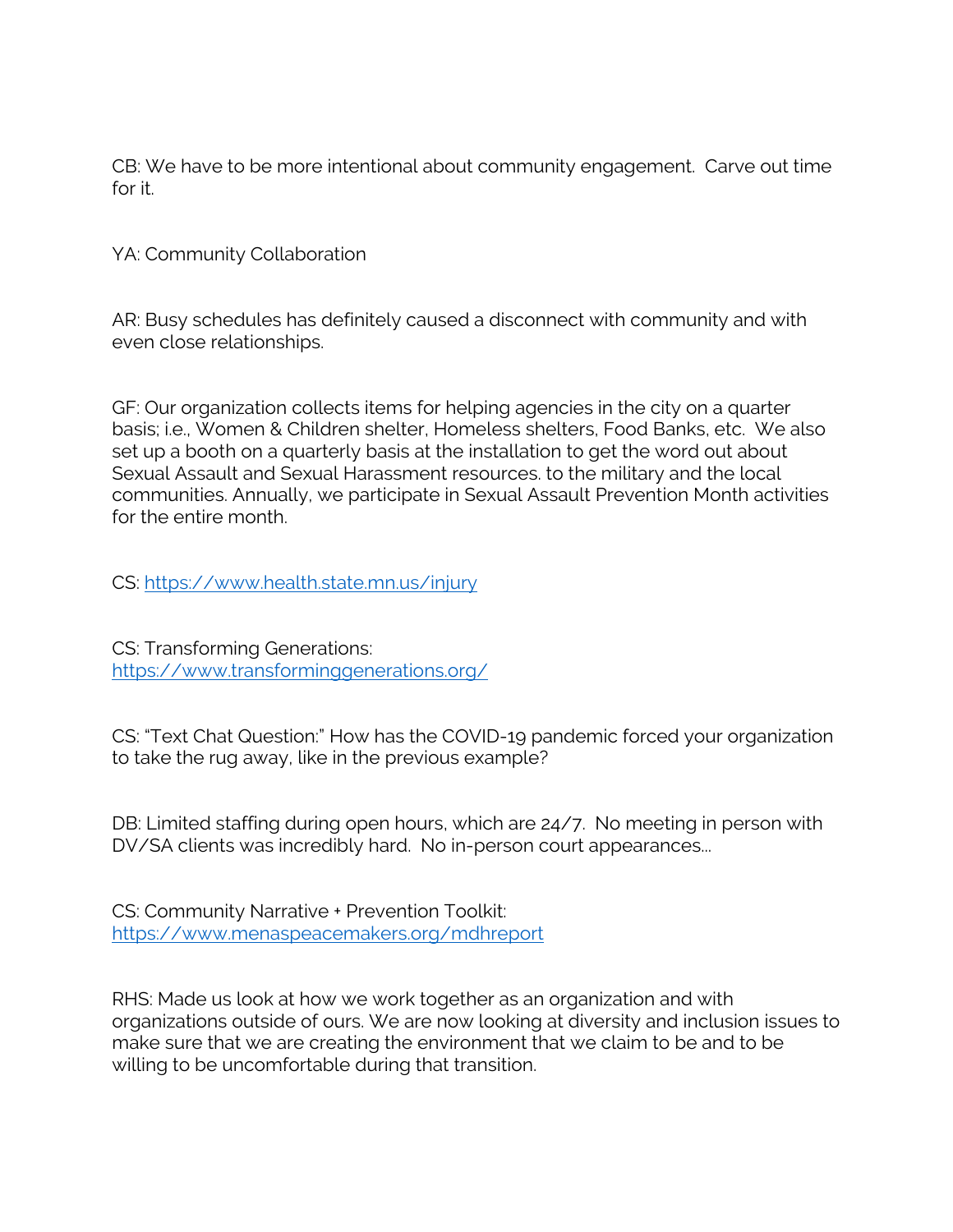CB: We have to be more intentional about community engagement. Carve out time for it.

YA: Community Collaboration

AR: Busy schedules has definitely caused a disconnect with community and with even close relationships.

GF: Our organization collects items for helping agencies in the city on a quarter basis; i.e., Women & Children shelter, Homeless shelters, Food Banks, etc. We also set up a booth on a quarterly basis at the installation to get the word out about Sexual Assault and Sexual Harassment resources. to the military and the local communities. Annually, we participate in Sexual Assault Prevention Month activities for the entire month.

CS: https://www.health.state.mn.us/injury

CS: Transforming Generations: https://www.transforminggenerations.org/

CS: "Text Chat Question:" How has the COVID-19 pandemic forced your organization to take the rug away, like in the previous example?

DB: Limited staffing during open hours, which are 24/7. No meeting in person with DV/SA clients was incredibly hard. No in-person court appearances...

CS: Community Narrative + Prevention Toolkit: https://www.menaspeacemakers.org/mdhreport

RHS: Made us look at how we work together as an organization and with organizations outside of ours. We are now looking at diversity and inclusion issues to make sure that we are creating the environment that we claim to be and to be willing to be uncomfortable during that transition.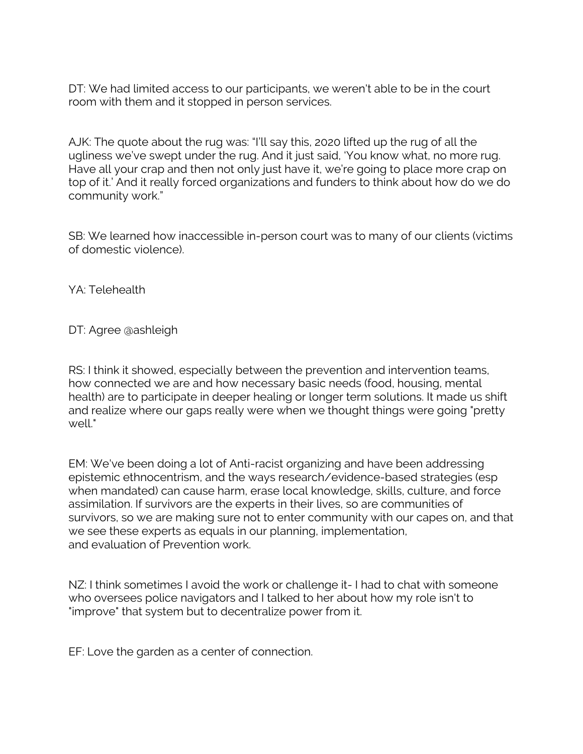DT: We had limited access to our participants, we weren't able to be in the court room with them and it stopped in person services.

AJK: The quote about the rug was: "I'll say this, 2020 lifted up the rug of all the ugliness we've swept under the rug. And it just said, 'You know what, no more rug. Have all your crap and then not only just have it, we're going to place more crap on top of it.' And it really forced organizations and funders to think about how do we do community work."

SB: We learned how inaccessible in-person court was to many of our clients (victims of domestic violence).

YA: Telehealth

DT: Agree @ashleigh

RS: I think it showed, especially between the prevention and intervention teams, how connected we are and how necessary basic needs (food, housing, mental health) are to participate in deeper healing or longer term solutions. It made us shift and realize where our gaps really were when we thought things were going "pretty well."

EM: We've been doing a lot of Anti-racist organizing and have been addressing epistemic ethnocentrism, and the ways research/evidence-based strategies (esp when mandated) can cause harm, erase local knowledge, skills, culture, and force assimilation. If survivors are the experts in their lives, so are communities of survivors, so we are making sure not to enter community with our capes on, and that we see these experts as equals in our planning, implementation, and evaluation of Prevention work.

NZ: I think sometimes I avoid the work or challenge it- I had to chat with someone who oversees police navigators and I talked to her about how my role isn't to "improve" that system but to decentralize power from it.

EF: Love the garden as a center of connection.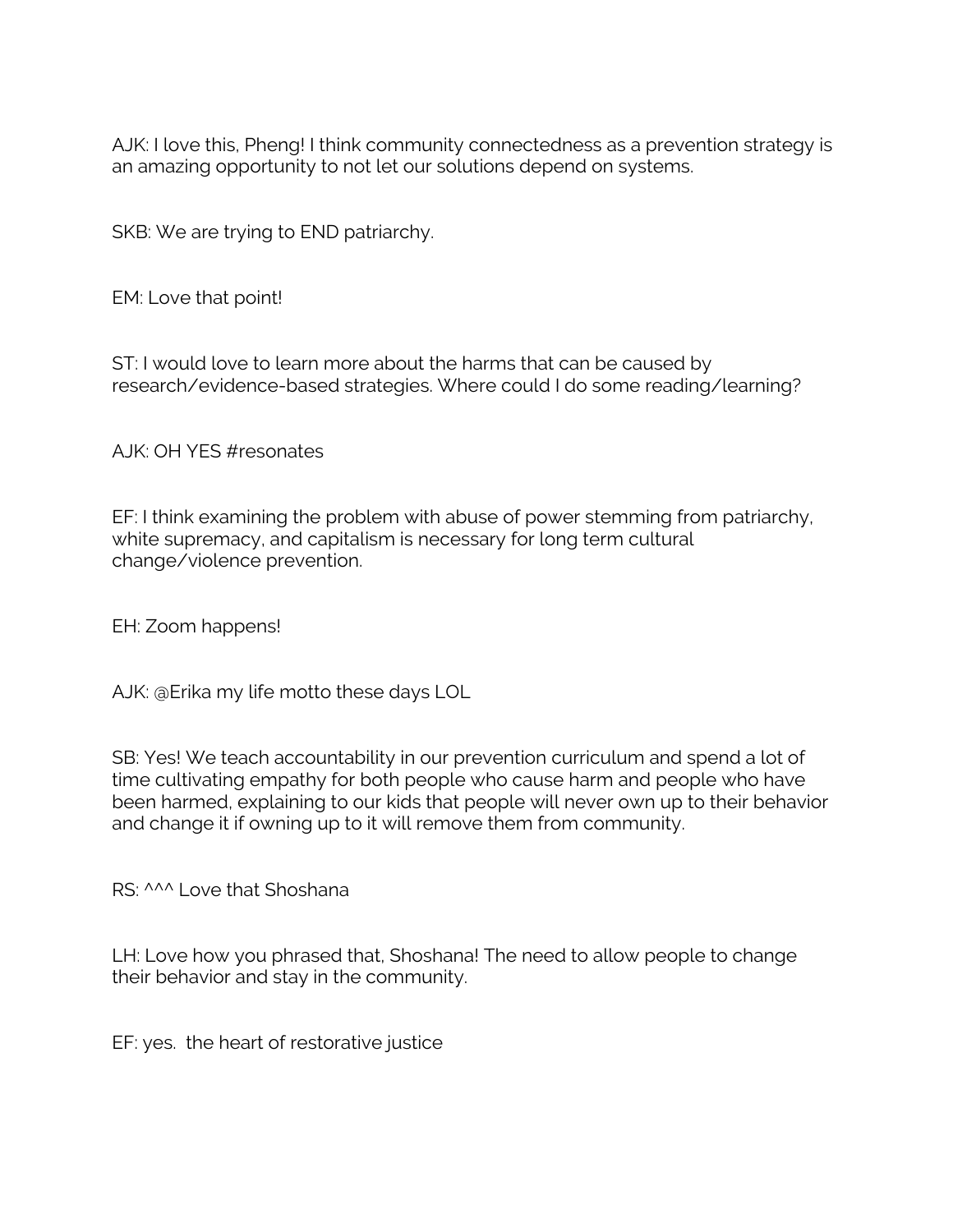AJK: I love this, Pheng! I think community connectedness as a prevention strategy is an amazing opportunity to not let our solutions depend on systems.

SKB: We are trying to END patriarchy.

EM: Love that point!

ST: I would love to learn more about the harms that can be caused by research/evidence-based strategies. Where could I do some reading/learning?

AJK: OH YES #resonates

EF: I think examining the problem with abuse of power stemming from patriarchy, white supremacy, and capitalism is necessary for long term cultural change/violence prevention.

EH: Zoom happens!

AJK: @Erika my life motto these days LOL

SB: Yes! We teach accountability in our prevention curriculum and spend a lot of time cultivating empathy for both people who cause harm and people who have been harmed, explaining to our kids that people will never own up to their behavior and change it if owning up to it will remove them from community.

RS: ^^^ Love that Shoshana

LH: Love how you phrased that, Shoshana! The need to allow people to change their behavior and stay in the community.

EF: yes. the heart of restorative justice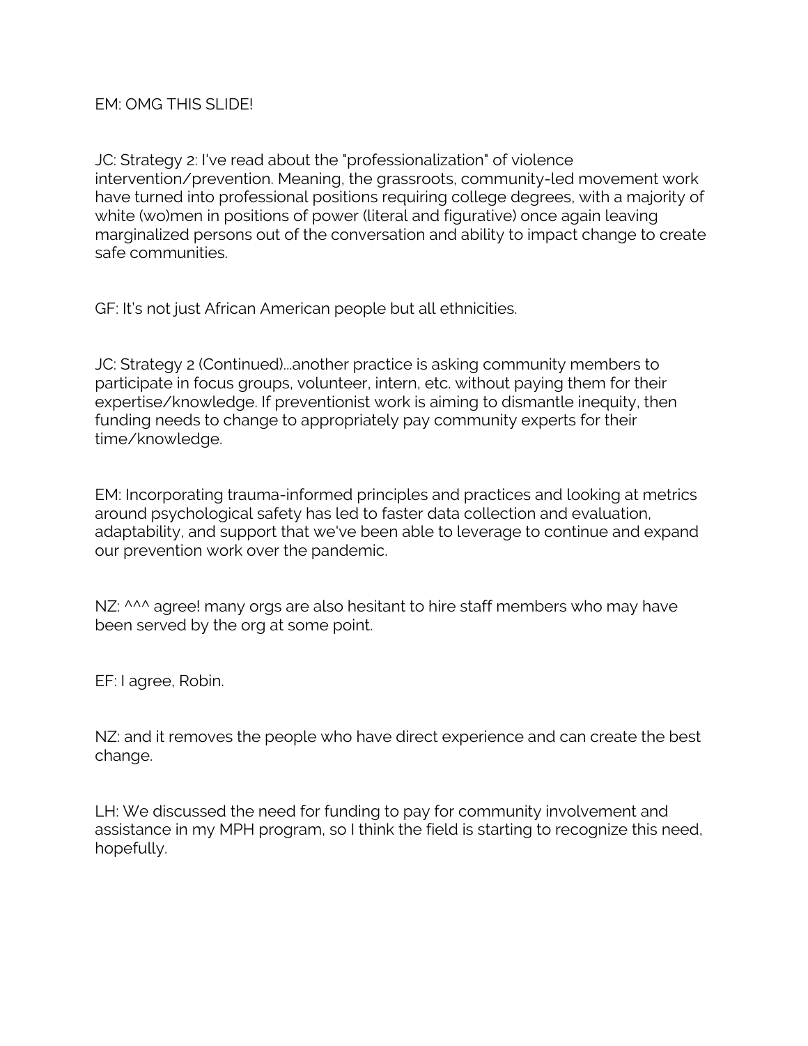EM: OMG THIS SLIDE!

JC: Strategy 2: I've read about the "professionalization" of violence intervention/prevention. Meaning, the grassroots, community-led movement work have turned into professional positions requiring college degrees, with a majority of white (wo)men in positions of power (literal and figurative) once again leaving marginalized persons out of the conversation and ability to impact change to create safe communities.

GF: It's not just African American people but all ethnicities.

JC: Strategy 2 (Continued)...another practice is asking community members to participate in focus groups, volunteer, intern, etc. without paying them for their expertise/knowledge. If preventionist work is aiming to dismantle inequity, then funding needs to change to appropriately pay community experts for their time/knowledge.

EM: Incorporating trauma-informed principles and practices and looking at metrics around psychological safety has led to faster data collection and evaluation, adaptability, and support that we've been able to leverage to continue and expand our prevention work over the pandemic.

NZ: ^^^ agree! many orgs are also hesitant to hire staff members who may have been served by the org at some point.

EF: I agree, Robin.

NZ: and it removes the people who have direct experience and can create the best change.

LH: We discussed the need for funding to pay for community involvement and assistance in my MPH program, so I think the field is starting to recognize this need, hopefully.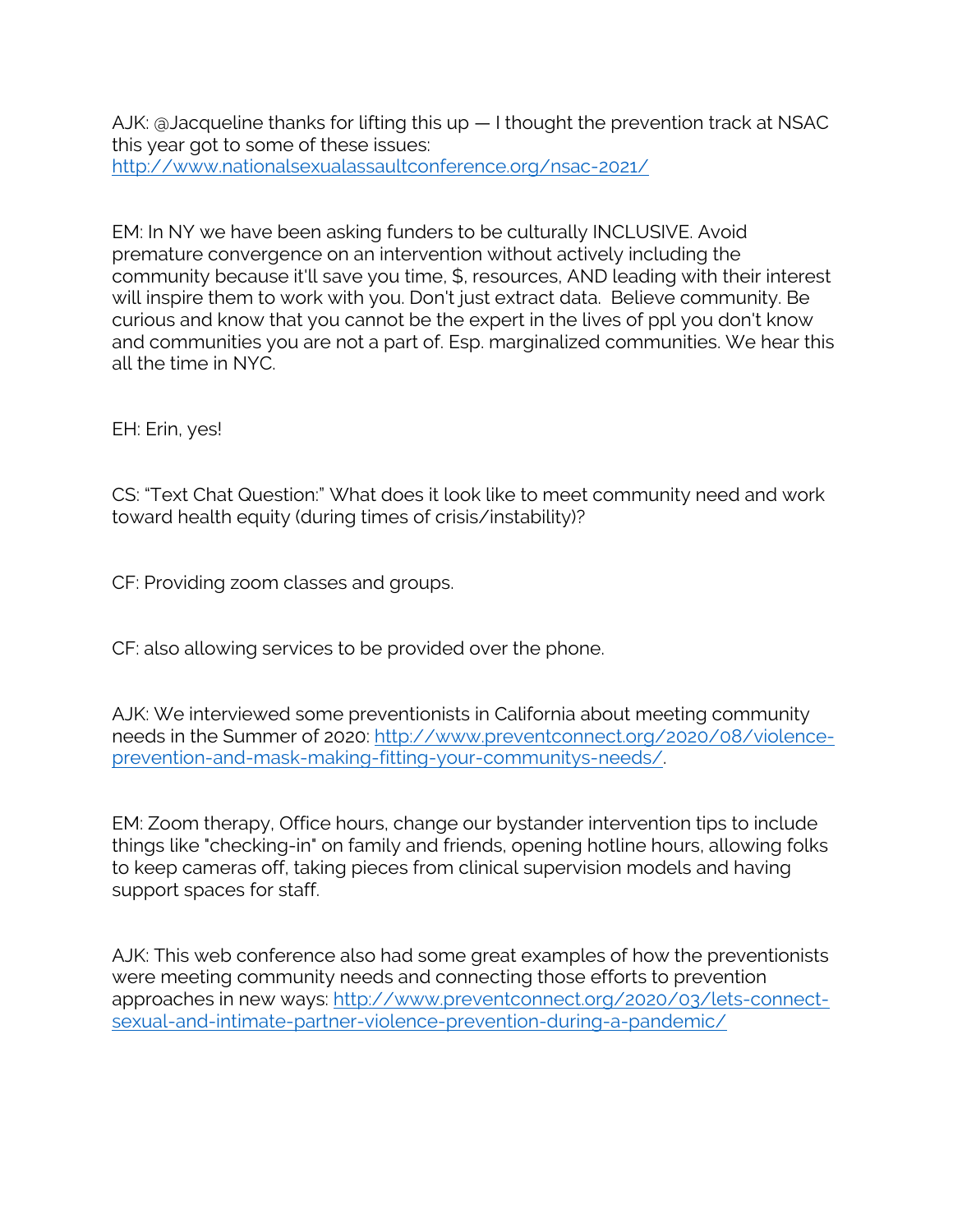AJK: @Jacqueline thanks for lifting this up — I thought the prevention track at NSAC this year got to some of these issues: http://www.nationalsexualassaultconference.org/nsac-2021/

EM: In NY we have been asking funders to be culturally INCLUSIVE. Avoid premature convergence on an intervention without actively including the community because it'll save you time, $, resources, AND leading with their interest will inspire them to work with you. Don't just extract data. Believe community. Be curious and know that you cannot be the expert in the lives of ppl you don't know and communities you are not a part of. Esp. marginalized communities. We hear this all the time in NYC.

EH: Erin, yes!

CS: "Text Chat Question:" What does it look like to meet community need and work toward health equity (during times of crisis/instability)?

CF: Providing zoom classes and groups.

CF: also allowing services to be provided over the phone.

AJK: We interviewed some preventionists in California about meeting community needs in the Summer of 2020: http://www.preventconnect.org/2020/08/violence-prevention-and-mask-making-fitting-your-communitys-needs/.

EM: Zoom therapy, Office hours, change our bystander intervention tips to include things like "checking-in" on family and friends, opening hotline hours, allowing folks to keep cameras off, taking pieces from clinical supervision models and having support spaces for staff.

AJK: This web conference also had some great examples of how the preventionists were meeting community needs and connecting those efforts to prevention approaches in new ways: http://www.preventconnect.org/2020/03/lets-connect-sexual-and-intimate-partner-violence-prevention-during-a-pandemic/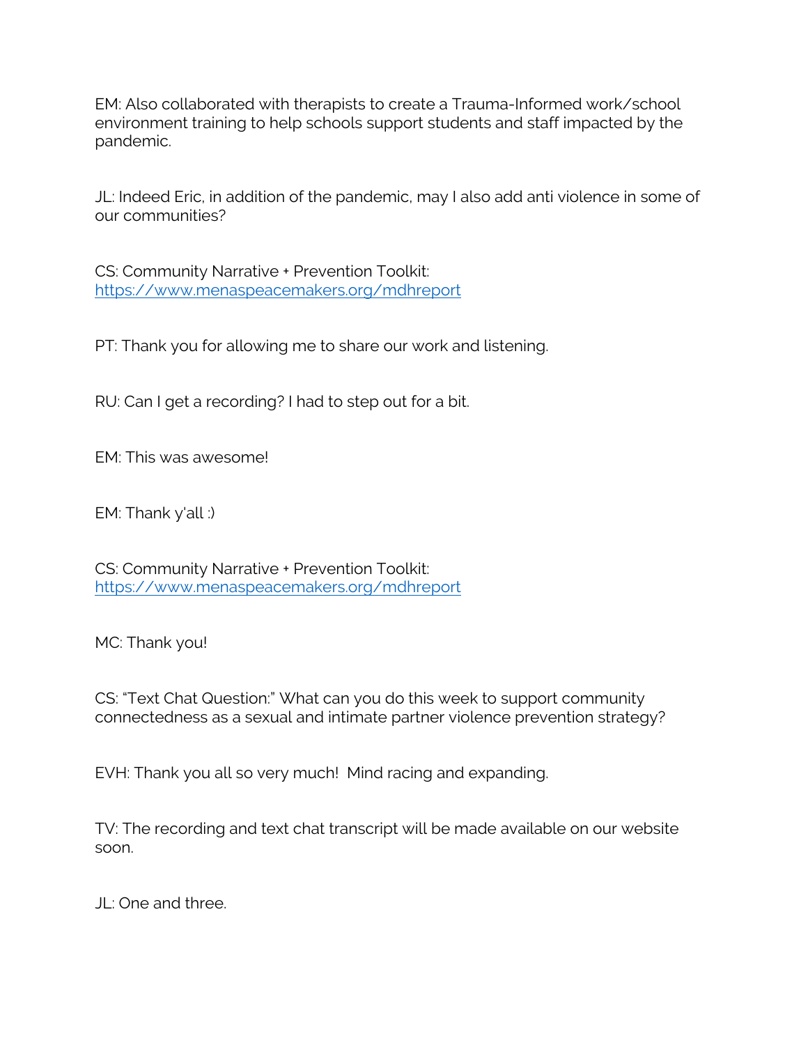EM: Also collaborated with therapists to create a Trauma-Informed work/school environment training to help schools support students and staff impacted by the pandemic.

JL: Indeed Eric, in addition of the pandemic, may I also add anti violence in some of our communities?

CS: Community Narrative + Prevention Toolkit: https://www.menaspeacemakers.org/mdhreport

PT: Thank you for allowing me to share our work and listening.

RU: Can I get a recording? I had to step out for a bit.

EM: This was awesome!

EM: Thank y'all :)

CS: Community Narrative + Prevention Toolkit: https://www.menaspeacemakers.org/mdhreport

MC: Thank you!

CS: "Text Chat Question:" What can you do this week to support community connectedness as a sexual and intimate partner violence prevention strategy?

EVH: Thank you all so very much! Mind racing and expanding.

TV: The recording and text chat transcript will be made available on our website soon.

JL: One and three.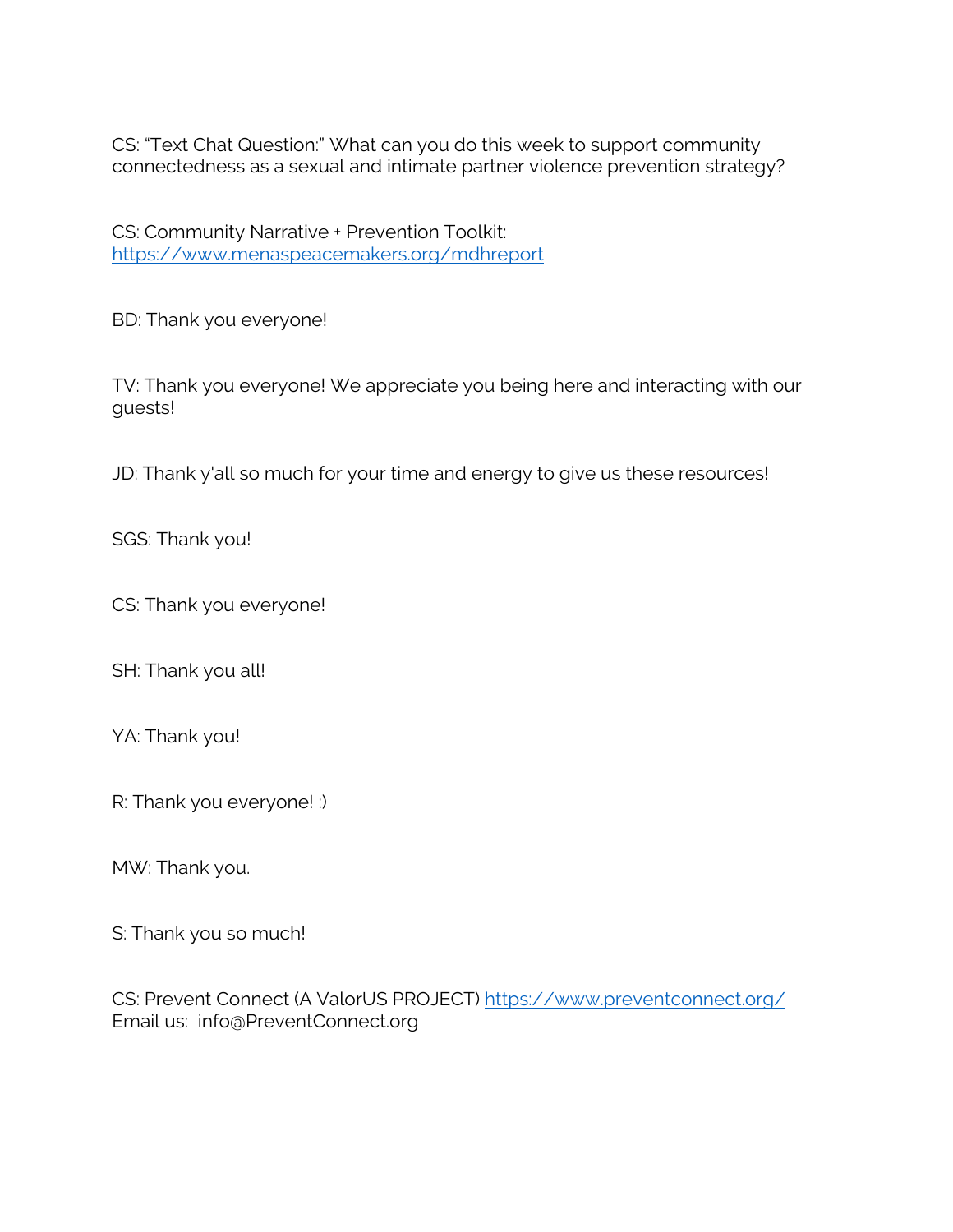CS: "Text Chat Question:" What can you do this week to support community connectedness as a sexual and intimate partner violence prevention strategy?

CS: Community Narrative + Prevention Toolkit: https://www.menaspeacemakers.org/mdhreport

BD: Thank you everyone!

TV: Thank you everyone! We appreciate you being here and interacting with our guests!

JD: Thank y'all so much for your time and energy to give us these resources!

SGS: Thank you!

CS: Thank you everyone!

SH: Thank you all!

YA: Thank you!

R: Thank you everyone! :)

MW: Thank you.

S: Thank you so much!

CS: Prevent Connect (A ValorUS PROJECT) https://www.preventconnect.org/
Email us: info@PreventConnect.org